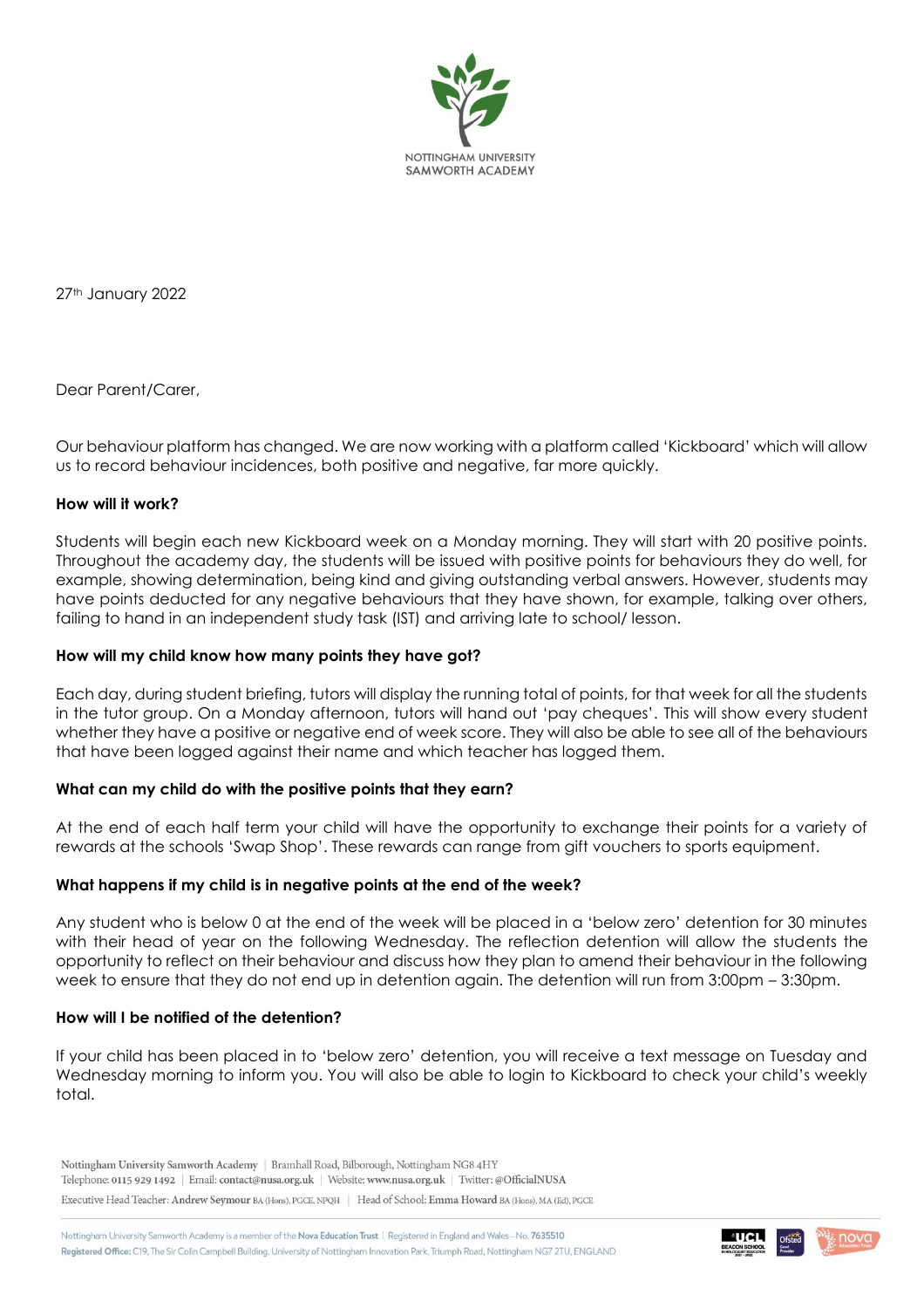NOTTINGHAM UNIVERSITY SAMWORTH ACADEMY

27th January 2022

Dear Parent/Carer,

Our behaviour platform has changed. We are now working with a platform called 'Kickboard' which will allow us to record behaviour incidences, both positive and negative, far more quickly.

**How will it work?**

Students will begin each new Kickboard week on a Monday morning. They will start with 20 positive points. Throughout the academy day, the students will be issued with positive points for behaviours they do well, for example, showing determination, being kind and giving outstanding verbal answers. However, students may have points deducted for any negative behaviours that they have shown, for example, talking over others, failing to hand in an independent study task (IST) and arriving late to school/ lesson.

**How will my child know how many points they have got?**

Each day, during student briefing, tutors will display the running total of points, for that week for all the students in the tutor group. On a Monday afternoon, tutors will hand out 'pay cheques'. This will show every student whether they have a positive or negative end of week score. They will also be able to see all of the behaviours that have been logged against their name and which teacher has logged them.

**What can my child do with the positive points that they earn?**

At the end of each half term your child will have the opportunity to exchange their points for a variety of rewards at the schools 'Swap Shop'. These rewards can range from gift vouchers to sports equipment.

**What happens if my child is in negative points at the end of the week?**

Any student who is below 0 at the end of the week will be placed in a 'below zero' detention for 30 minutes with their head of year on the following Wednesday. The reflection detention will allow the students the opportunity to reflect on their behaviour and discuss how they plan to amend their behaviour in the following week to ensure that they do not end up in detention again. The detention will run from 3:00pm – 3:30pm.

**How will I be notified of the detention?**

If your child has been placed in to 'below zero' detention, you will receive a text message on Tuesday and Wednesday morning to inform you. You will also be able to login to Kickboard to check your child's weekly total.

Nottingham University Samworth Academy | Bramhall Road, Bilborough, Nottingham NG8 4HY
Telephone: 0115 929 1492 | Email: contact@nusa.org.uk | Website: www.nusa.org.uk | Twitter: @OfficialNUSA
Executive Head Teacher: Andrew Seymour BA (Hons), PGCE, NPQH | Head of School: Emma Howard BA (Hons), MA (Ed), PGCE

Nottingham University Samworth Academy is a member of the Nova Education Trust | Registered in England and Wales – No. 7635510
Registered Office: C19, The Sir Colin Campbell Building, University of Nottingham Innovation Park, Triumph Road, Nottingham NG7 2TU, ENGLAND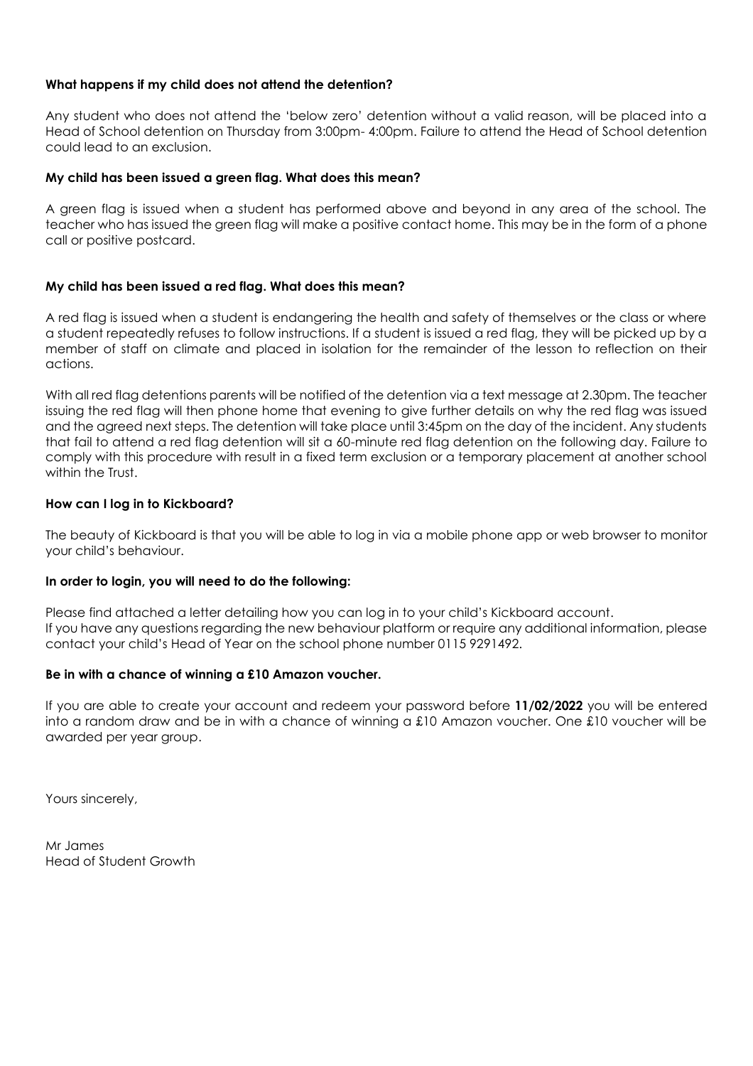**What happens if my child does not attend the detention?**

Any student who does not attend the 'below zero' detention without a valid reason, will be placed into a Head of School detention on Thursday from 3:00pm- 4:00pm. Failure to attend the Head of School detention could lead to an exclusion.

**My child has been issued a green flag. What does this mean?**

A green flag is issued when a student has performed above and beyond in any area of the school. The teacher who has issued the green flag will make a positive contact home. This may be in the form of a phone call or positive postcard.

**My child has been issued a red flag. What does this mean?**

A red flag is issued when a student is endangering the health and safety of themselves or the class or where a student repeatedly refuses to follow instructions. If a student is issued a red flag, they will be picked up by a member of staff on climate and placed in isolation for the remainder of the lesson to reflection on their actions.

With all red flag detentions parents will be notified of the detention via a text message at 2.30pm. The teacher issuing the red flag will then phone home that evening to give further details on why the red flag was issued and the agreed next steps. The detention will take place until 3:45pm on the day of the incident. Any students that fail to attend a red flag detention will sit a 60-minute red flag detention on the following day. Failure to comply with this procedure with result in a fixed term exclusion or a temporary placement at another school within the Trust.

**How can I log in to Kickboard?**

The beauty of Kickboard is that you will be able to log in via a mobile phone app or web browser to monitor your child's behaviour.

**In order to login, you will need to do the following:**

Please find attached a letter detailing how you can log in to your child's Kickboard account.
If you have any questions regarding the new behaviour platform or require any additional information, please contact your child's Head of Year on the school phone number 0115 9291492.

**Be in with a chance of winning a £10 Amazon voucher.**

If you are able to create your account and redeem your password before **11/02/2022** you will be entered into a random draw and be in with a chance of winning a £10 Amazon voucher. One £10 voucher will be awarded per year group.

Yours sincerely,

Mr James
Head of Student Growth